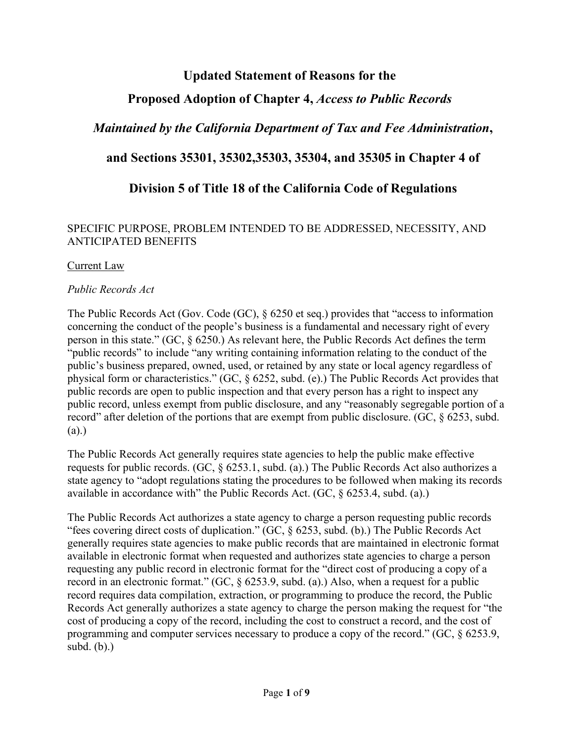# Updated Statement of Reasons for the Proposed Adoption of Chapter 4, *Access to Public Records Maintained by the California Department of Tax and Fee Administration*, and Sections 35301, 35302,35303, 35304, and 35305 in Chapter 4 of Division 5 of Title 18 of the California Code of Regulations

## SPECIFIC PURPOSE, PROBLEM INTENDED TO BE ADDRESSED, NECESSITY, AND ANTICIPATED BENEFITS

### Current Law

#### *Public Records Act*

The Public Records Act (Gov. Code (GC), § 6250 et seq.) provides that "access to information concerning the conduct of the people's business is a fundamental and necessary right of every person in this state." (GC, § 6250.) As relevant here, the Public Records Act defines the term "public records" to include "any writing containing information relating to the conduct of the public's business prepared, owned, used, or retained by any state or local agency regardless of physical form or characteristics." (GC, § 6252, subd. (e).) The Public Records Act provides that public records are open to public inspection and that every person has a right to inspect any public record, unless exempt from public disclosure, and any "reasonably segregable portion of a record" after deletion of the portions that are exempt from public disclosure. (GC, § 6253, subd. (a).)

The Public Records Act generally requires state agencies to help the public make effective requests for public records. (GC, § 6253.1, subd. (a).) The Public Records Act also authorizes a state agency to "adopt regulations stating the procedures to be followed when making its records available in accordance with" the Public Records Act. (GC, § 6253.4, subd. (a).)

The Public Records Act authorizes a state agency to charge a person requesting public records "fees covering direct costs of duplication." (GC, § 6253, subd. (b).) The Public Records Act generally requires state agencies to make public records that are maintained in electronic format available in electronic format when requested and authorizes state agencies to charge a person requesting any public record in electronic format for the "direct cost of producing a copy of a record in an electronic format." (GC, § 6253.9, subd. (a).) Also, when a request for a public record requires data compilation, extraction, or programming to produce the record, the Public Records Act generally authorizes a state agency to charge the person making the request for "the cost of producing a copy of the record, including the cost to construct a record, and the cost of programming and computer services necessary to produce a copy of the record." (GC, § 6253.9, subd. (b).)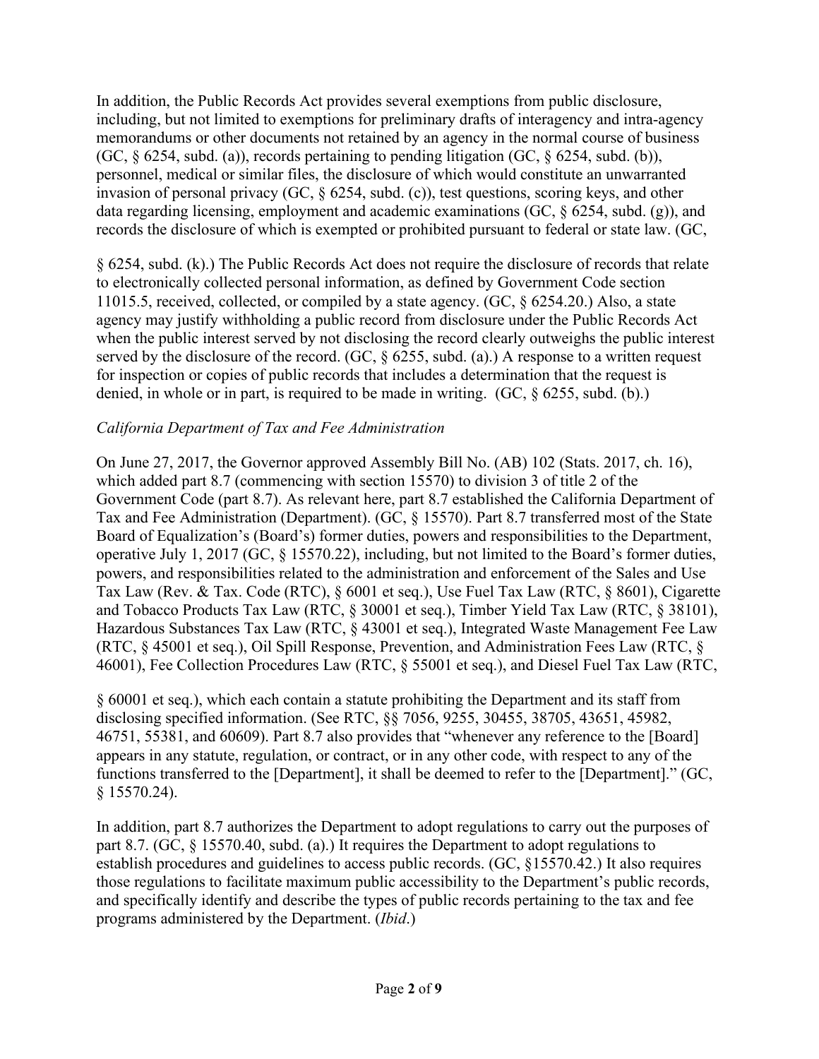In addition, the Public Records Act provides several exemptions from public disclosure, including, but not limited to exemptions for preliminary drafts of interagency and intra-agency memorandums or other documents not retained by an agency in the normal course of business (GC, § 6254, subd. (a)), records pertaining to pending litigation (GC, § 6254, subd. (b)), personnel, medical or similar files, the disclosure of which would constitute an unwarranted invasion of personal privacy (GC, § 6254, subd. (c)), test questions, scoring keys, and other data regarding licensing, employment and academic examinations (GC, § 6254, subd. (g)), and records the disclosure of which is exempted or prohibited pursuant to federal or state law. (GC, § 6254, subd. (k).) The Public Records Act does not require the disclosure of records that relate to electronically collected personal information, as defined by Government Code section 11015.5, received, collected, or compiled by a state agency. (GC, § 6254.20.) Also, a state agency may justify withholding a public record from disclosure under the Public Records Act when the public interest served by not disclosing the record clearly outweighs the public interest served by the disclosure of the record. (GC, § 6255, subd. (a).) A response to a written request for inspection or copies of public records that includes a determination that the request is denied, in whole or in part, is required to be made in writing. (GC, § 6255, subd. (b).)

*California Department of Tax and Fee Administration*

On June 27, 2017, the Governor approved Assembly Bill No. (AB) 102 (Stats. 2017, ch. 16), which added part 8.7 (commencing with section 15570) to division 3 of title 2 of the Government Code (part 8.7). As relevant here, part 8.7 established the California Department of Tax and Fee Administration (Department). (GC, § 15570). Part 8.7 transferred most of the State Board of Equalization's (Board's) former duties, powers and responsibilities to the Department, operative July 1, 2017 (GC, § 15570.22), including, but not limited to the Board's former duties, powers, and responsibilities related to the administration and enforcement of the Sales and Use Tax Law (Rev. & Tax. Code (RTC), § 6001 et seq.), Use Fuel Tax Law (RTC, § 8601), Cigarette and Tobacco Products Tax Law (RTC, § 30001 et seq.), Timber Yield Tax Law (RTC, § 38101), Hazardous Substances Tax Law (RTC, § 43001 et seq.), Integrated Waste Management Fee Law (RTC, § 45001 et seq.), Oil Spill Response, Prevention, and Administration Fees Law (RTC, § 46001), Fee Collection Procedures Law (RTC, § 55001 et seq.), and Diesel Fuel Tax Law (RTC, § 60001 et seq.), which each contain a statute prohibiting the Department and its staff from disclosing specified information. (See RTC, §§ 7056, 9255, 30455, 38705, 43651, 45982, 46751, 55381, and 60609). Part 8.7 also provides that "whenever any reference to the [Board] appears in any statute, regulation, or contract, or in any other code, with respect to any of the functions transferred to the [Department], it shall be deemed to refer to the [Department]." (GC, § 15570.24).

In addition, part 8.7 authorizes the Department to adopt regulations to carry out the purposes of part 8.7. (GC, § 15570.40, subd. (a).) It requires the Department to adopt regulations to establish procedures and guidelines to access public records. (GC, §15570.42.) It also requires those regulations to facilitate maximum public accessibility to the Department's public records, and specifically identify and describe the types of public records pertaining to the tax and fee programs administered by the Department. (*Ibid*.)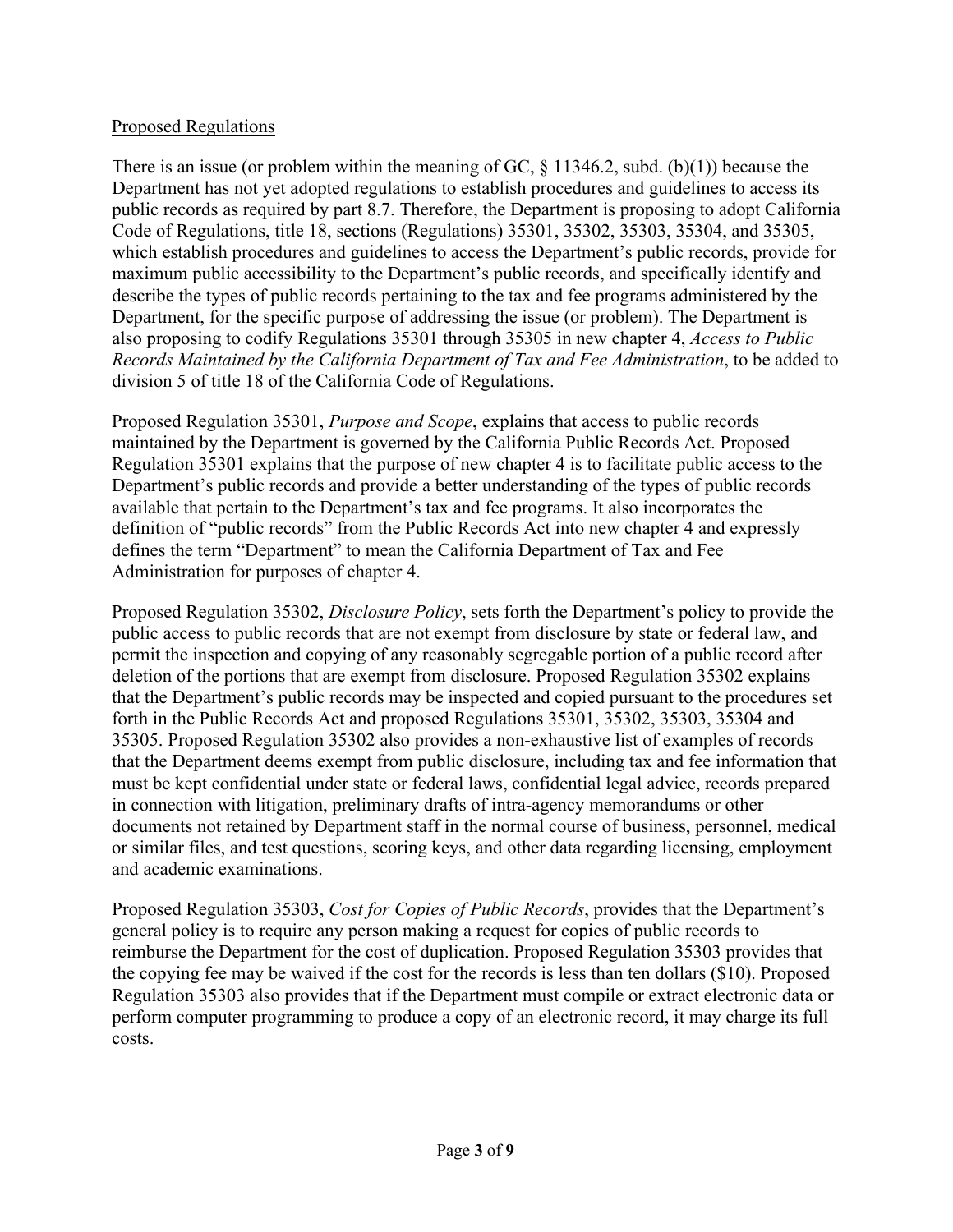Proposed Regulations

There is an issue (or problem within the meaning of GC, § 11346.2, subd. (b)(1)) because the Department has not yet adopted regulations to establish procedures and guidelines to access its public records as required by part 8.7. Therefore, the Department is proposing to adopt California Code of Regulations, title 18, sections (Regulations) 35301, 35302, 35303, 35304, and 35305, which establish procedures and guidelines to access the Department's public records, provide for maximum public accessibility to the Department's public records, and specifically identify and describe the types of public records pertaining to the tax and fee programs administered by the Department, for the specific purpose of addressing the issue (or problem). The Department is also proposing to codify Regulations 35301 through 35305 in new chapter 4, *Access to Public Records Maintained by the California Department of Tax and Fee Administration*, to be added to division 5 of title 18 of the California Code of Regulations.

Proposed Regulation 35301, *Purpose and Scope*, explains that access to public records maintained by the Department is governed by the California Public Records Act. Proposed Regulation 35301 explains that the purpose of new chapter 4 is to facilitate public access to the Department's public records and provide a better understanding of the types of public records available that pertain to the Department's tax and fee programs. It also incorporates the definition of "public records" from the Public Records Act into new chapter 4 and expressly defines the term "Department" to mean the California Department of Tax and Fee Administration for purposes of chapter 4.

Proposed Regulation 35302, *Disclosure Policy*, sets forth the Department's policy to provide the public access to public records that are not exempt from disclosure by state or federal law, and permit the inspection and copying of any reasonably segregable portion of a public record after deletion of the portions that are exempt from disclosure. Proposed Regulation 35302 explains that the Department's public records may be inspected and copied pursuant to the procedures set forth in the Public Records Act and proposed Regulations 35301, 35302, 35303, 35304 and 35305. Proposed Regulation 35302 also provides a non-exhaustive list of examples of records that the Department deems exempt from public disclosure, including tax and fee information that must be kept confidential under state or federal laws, confidential legal advice, records prepared in connection with litigation, preliminary drafts of intra-agency memorandums or other documents not retained by Department staff in the normal course of business, personnel, medical or similar files, and test questions, scoring keys, and other data regarding licensing, employment and academic examinations.

Proposed Regulation 35303, *Cost for Copies of Public Records*, provides that the Department's general policy is to require any person making a request for copies of public records to reimburse the Department for the cost of duplication. Proposed Regulation 35303 provides that the copying fee may be waived if the cost for the records is less than ten dollars ($10). Proposed Regulation 35303 also provides that if the Department must compile or extract electronic data or perform computer programming to produce a copy of an electronic record, it may charge its full costs.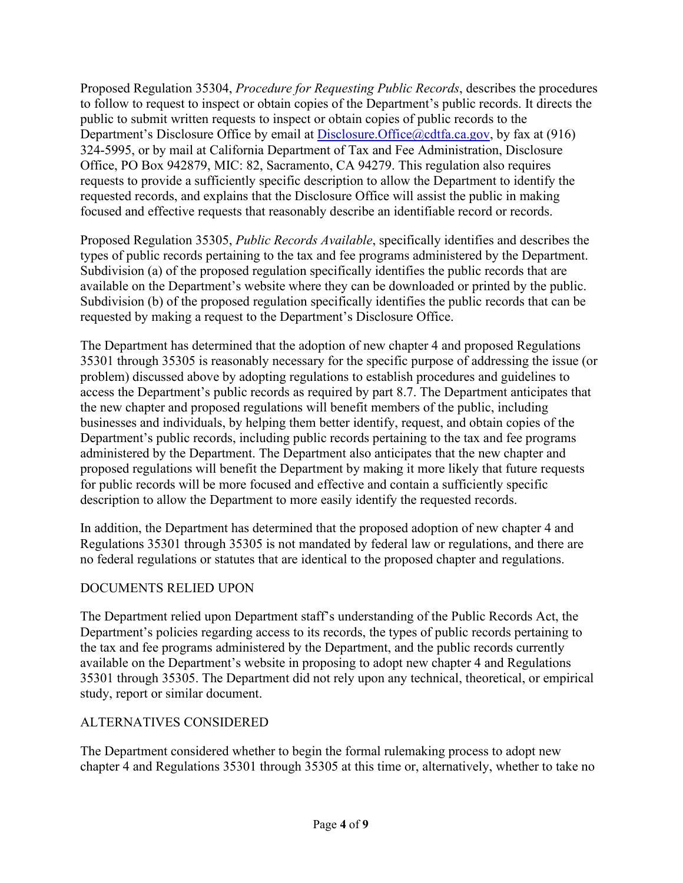Proposed Regulation 35304, *Procedure for Requesting Public Records*, describes the procedures to follow to request to inspect or obtain copies of the Department's public records. It directs the public to submit written requests to inspect or obtain copies of public records to the Department's Disclosure Office by email at Disclosure.Office@cdtfa.ca.gov, by fax at (916) 324-5995, or by mail at California Department of Tax and Fee Administration, Disclosure Office, PO Box 942879, MIC: 82, Sacramento, CA 94279. This regulation also requires requests to provide a sufficiently specific description to allow the Department to identify the requested records, and explains that the Disclosure Office will assist the public in making focused and effective requests that reasonably describe an identifiable record or records.

Proposed Regulation 35305, *Public Records Available*, specifically identifies and describes the types of public records pertaining to the tax and fee programs administered by the Department. Subdivision (a) of the proposed regulation specifically identifies the public records that are available on the Department's website where they can be downloaded or printed by the public. Subdivision (b) of the proposed regulation specifically identifies the public records that can be requested by making a request to the Department's Disclosure Office.

The Department has determined that the adoption of new chapter 4 and proposed Regulations 35301 through 35305 is reasonably necessary for the specific purpose of addressing the issue (or problem) discussed above by adopting regulations to establish procedures and guidelines to access the Department's public records as required by part 8.7. The Department anticipates that the new chapter and proposed regulations will benefit members of the public, including businesses and individuals, by helping them better identify, request, and obtain copies of the Department's public records, including public records pertaining to the tax and fee programs administered by the Department. The Department also anticipates that the new chapter and proposed regulations will benefit the Department by making it more likely that future requests for public records will be more focused and effective and contain a sufficiently specific description to allow the Department to more easily identify the requested records.

In addition, the Department has determined that the proposed adoption of new chapter 4 and Regulations 35301 through 35305 is not mandated by federal law or regulations, and there are no federal regulations or statutes that are identical to the proposed chapter and regulations.

## DOCUMENTS RELIED UPON

The Department relied upon Department staff's understanding of the Public Records Act, the Department's policies regarding access to its records, the types of public records pertaining to the tax and fee programs administered by the Department, and the public records currently available on the Department's website in proposing to adopt new chapter 4 and Regulations 35301 through 35305. The Department did not rely upon any technical, theoretical, or empirical study, report or similar document.

## ALTERNATIVES CONSIDERED

The Department considered whether to begin the formal rulemaking process to adopt new chapter 4 and Regulations 35301 through 35305 at this time or, alternatively, whether to take no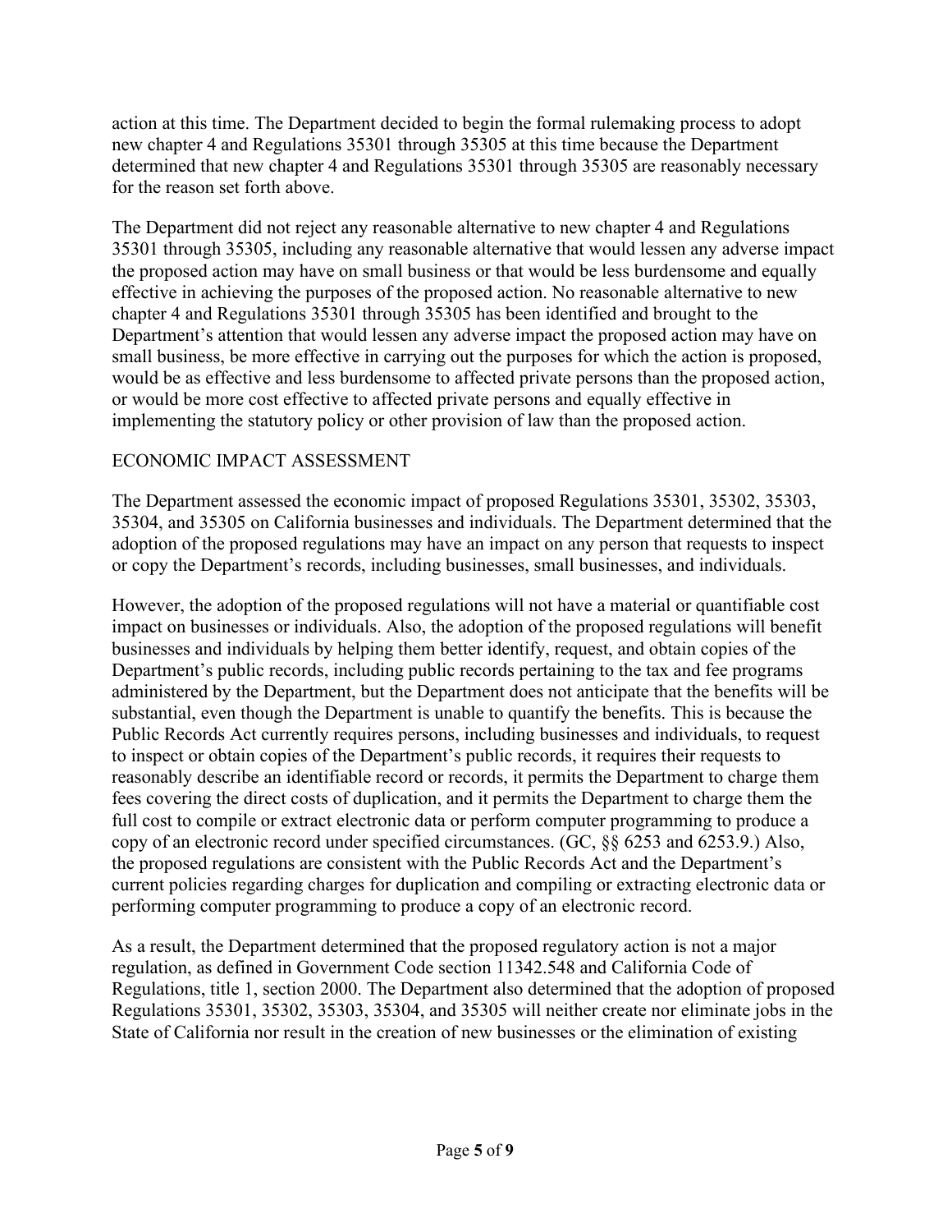action at this time. The Department decided to begin the formal rulemaking process to adopt new chapter 4 and Regulations 35301 through 35305 at this time because the Department determined that new chapter 4 and Regulations 35301 through 35305 are reasonably necessary for the reason set forth above.

The Department did not reject any reasonable alternative to new chapter 4 and Regulations 35301 through 35305, including any reasonable alternative that would lessen any adverse impact the proposed action may have on small business or that would be less burdensome and equally effective in achieving the purposes of the proposed action. No reasonable alternative to new chapter 4 and Regulations 35301 through 35305 has been identified and brought to the Department's attention that would lessen any adverse impact the proposed action may have on small business, be more effective in carrying out the purposes for which the action is proposed, would be as effective and less burdensome to affected private persons than the proposed action, or would be more cost effective to affected private persons and equally effective in implementing the statutory policy or other provision of law than the proposed action.

## ECONOMIC IMPACT ASSESSMENT

The Department assessed the economic impact of proposed Regulations 35301, 35302, 35303, 35304, and 35305 on California businesses and individuals. The Department determined that the adoption of the proposed regulations may have an impact on any person that requests to inspect or copy the Department's records, including businesses, small businesses, and individuals.

However, the adoption of the proposed regulations will not have a material or quantifiable cost impact on businesses or individuals. Also, the adoption of the proposed regulations will benefit businesses and individuals by helping them better identify, request, and obtain copies of the Department's public records, including public records pertaining to the tax and fee programs administered by the Department, but the Department does not anticipate that the benefits will be substantial, even though the Department is unable to quantify the benefits. This is because the Public Records Act currently requires persons, including businesses and individuals, to request to inspect or obtain copies of the Department's public records, it requires their requests to reasonably describe an identifiable record or records, it permits the Department to charge them fees covering the direct costs of duplication, and it permits the Department to charge them the full cost to compile or extract electronic data or perform computer programming to produce a copy of an electronic record under specified circumstances. (GC, §§ 6253 and 6253.9.) Also, the proposed regulations are consistent with the Public Records Act and the Department's current policies regarding charges for duplication and compiling or extracting electronic data or performing computer programming to produce a copy of an electronic record.

As a result, the Department determined that the proposed regulatory action is not a major regulation, as defined in Government Code section 11342.548 and California Code of Regulations, title 1, section 2000. The Department also determined that the adoption of proposed Regulations 35301, 35302, 35303, 35304, and 35305 will neither create nor eliminate jobs in the State of California nor result in the creation of new businesses or the elimination of existing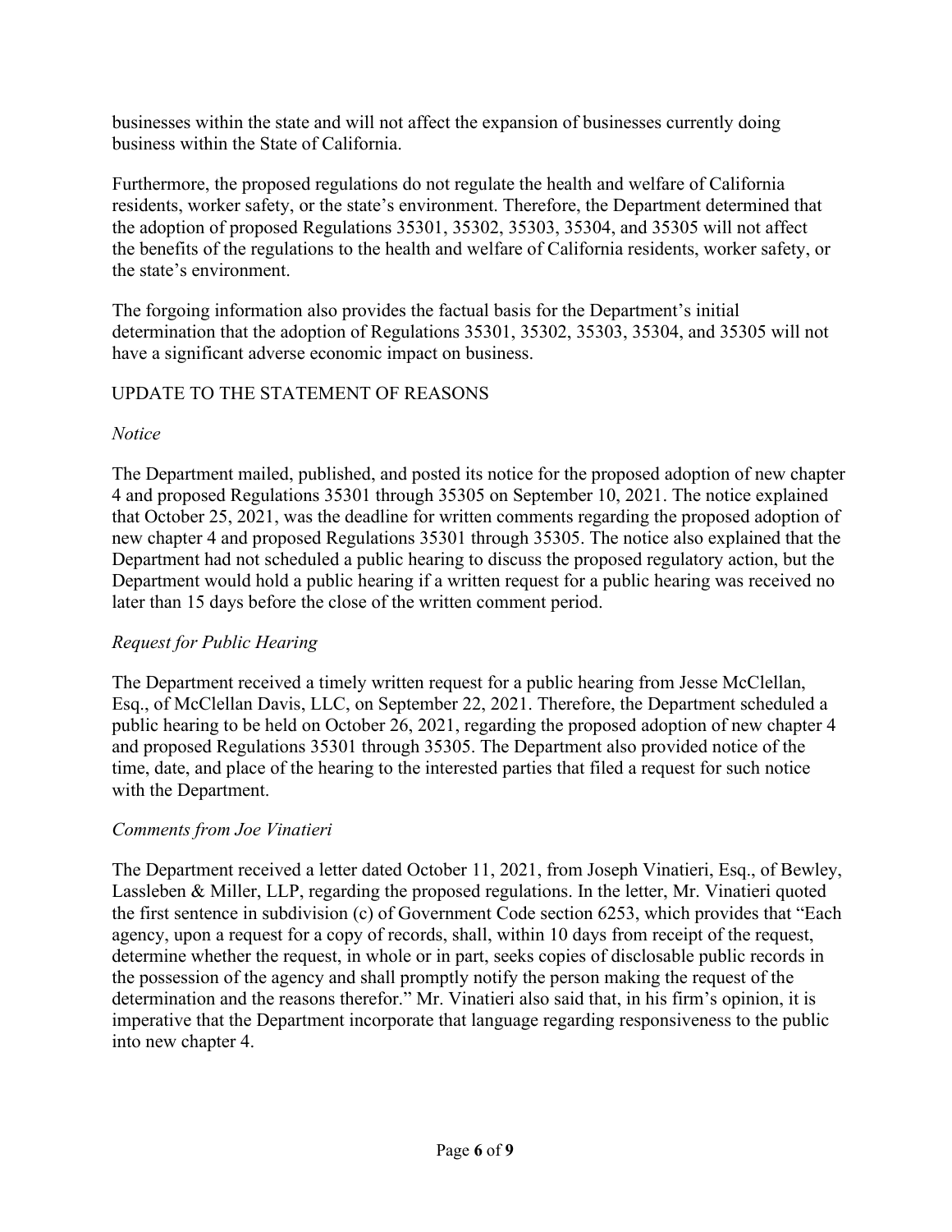businesses within the state and will not affect the expansion of businesses currently doing business within the State of California.

Furthermore, the proposed regulations do not regulate the health and welfare of California residents, worker safety, or the state's environment. Therefore, the Department determined that the adoption of proposed Regulations 35301, 35302, 35303, 35304, and 35305 will not affect the benefits of the regulations to the health and welfare of California residents, worker safety, or the state's environment.

The forgoing information also provides the factual basis for the Department's initial determination that the adoption of Regulations 35301, 35302, 35303, 35304, and 35305 will not have a significant adverse economic impact on business.

## UPDATE TO THE STATEMENT OF REASONS

### *Notice*

The Department mailed, published, and posted its notice for the proposed adoption of new chapter 4 and proposed Regulations 35301 through 35305 on September 10, 2021. The notice explained that October 25, 2021, was the deadline for written comments regarding the proposed adoption of new chapter 4 and proposed Regulations 35301 through 35305. The notice also explained that the Department had not scheduled a public hearing to discuss the proposed regulatory action, but the Department would hold a public hearing if a written request for a public hearing was received no later than 15 days before the close of the written comment period.

### *Request for Public Hearing*

The Department received a timely written request for a public hearing from Jesse McClellan, Esq., of McClellan Davis, LLC, on September 22, 2021. Therefore, the Department scheduled a public hearing to be held on October 26, 2021, regarding the proposed adoption of new chapter 4 and proposed Regulations 35301 through 35305. The Department also provided notice of the time, date, and place of the hearing to the interested parties that filed a request for such notice with the Department.

### *Comments from Joe Vinatieri*

The Department received a letter dated October 11, 2021, from Joseph Vinatieri, Esq., of Bewley, Lassleben & Miller, LLP, regarding the proposed regulations. In the letter, Mr. Vinatieri quoted the first sentence in subdivision (c) of Government Code section 6253, which provides that "Each agency, upon a request for a copy of records, shall, within 10 days from receipt of the request, determine whether the request, in whole or in part, seeks copies of disclosable public records in the possession of the agency and shall promptly notify the person making the request of the determination and the reasons therefor." Mr. Vinatieri also said that, in his firm's opinion, it is imperative that the Department incorporate that language regarding responsiveness to the public into new chapter 4.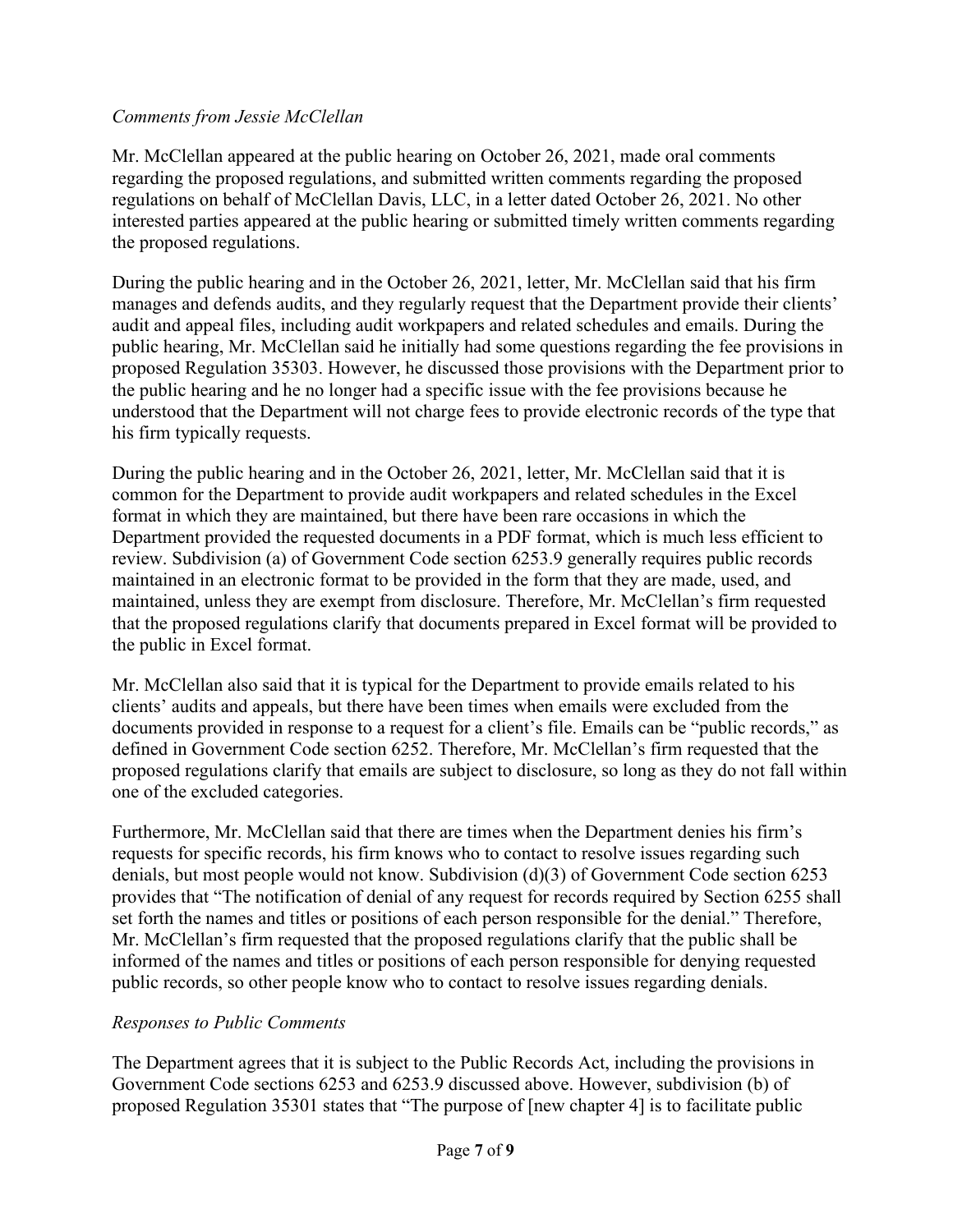*Comments from Jessie McClellan*

Mr. McClellan appeared at the public hearing on October 26, 2021, made oral comments regarding the proposed regulations, and submitted written comments regarding the proposed regulations on behalf of McClellan Davis, LLC, in a letter dated October 26, 2021. No other interested parties appeared at the public hearing or submitted timely written comments regarding the proposed regulations.

During the public hearing and in the October 26, 2021, letter, Mr. McClellan said that his firm manages and defends audits, and they regularly request that the Department provide their clients' audit and appeal files, including audit workpapers and related schedules and emails. During the public hearing, Mr. McClellan said he initially had some questions regarding the fee provisions in proposed Regulation 35303. However, he discussed those provisions with the Department prior to the public hearing and he no longer had a specific issue with the fee provisions because he understood that the Department will not charge fees to provide electronic records of the type that his firm typically requests.

During the public hearing and in the October 26, 2021, letter, Mr. McClellan said that it is common for the Department to provide audit workpapers and related schedules in the Excel format in which they are maintained, but there have been rare occasions in which the Department provided the requested documents in a PDF format, which is much less efficient to review. Subdivision (a) of Government Code section 6253.9 generally requires public records maintained in an electronic format to be provided in the form that they are made, used, and maintained, unless they are exempt from disclosure. Therefore, Mr. McClellan's firm requested that the proposed regulations clarify that documents prepared in Excel format will be provided to the public in Excel format.

Mr. McClellan also said that it is typical for the Department to provide emails related to his clients' audits and appeals, but there have been times when emails were excluded from the documents provided in response to a request for a client's file. Emails can be "public records," as defined in Government Code section 6252. Therefore, Mr. McClellan's firm requested that the proposed regulations clarify that emails are subject to disclosure, so long as they do not fall within one of the excluded categories.

Furthermore, Mr. McClellan said that there are times when the Department denies his firm's requests for specific records, his firm knows who to contact to resolve issues regarding such denials, but most people would not know. Subdivision (d)(3) of Government Code section 6253 provides that "The notification of denial of any request for records required by Section 6255 shall set forth the names and titles or positions of each person responsible for the denial." Therefore, Mr. McClellan's firm requested that the proposed regulations clarify that the public shall be informed of the names and titles or positions of each person responsible for denying requested public records, so other people know who to contact to resolve issues regarding denials.

*Responses to Public Comments*

The Department agrees that it is subject to the Public Records Act, including the provisions in Government Code sections 6253 and 6253.9 discussed above. However, subdivision (b) of proposed Regulation 35301 states that "The purpose of [new chapter 4] is to facilitate public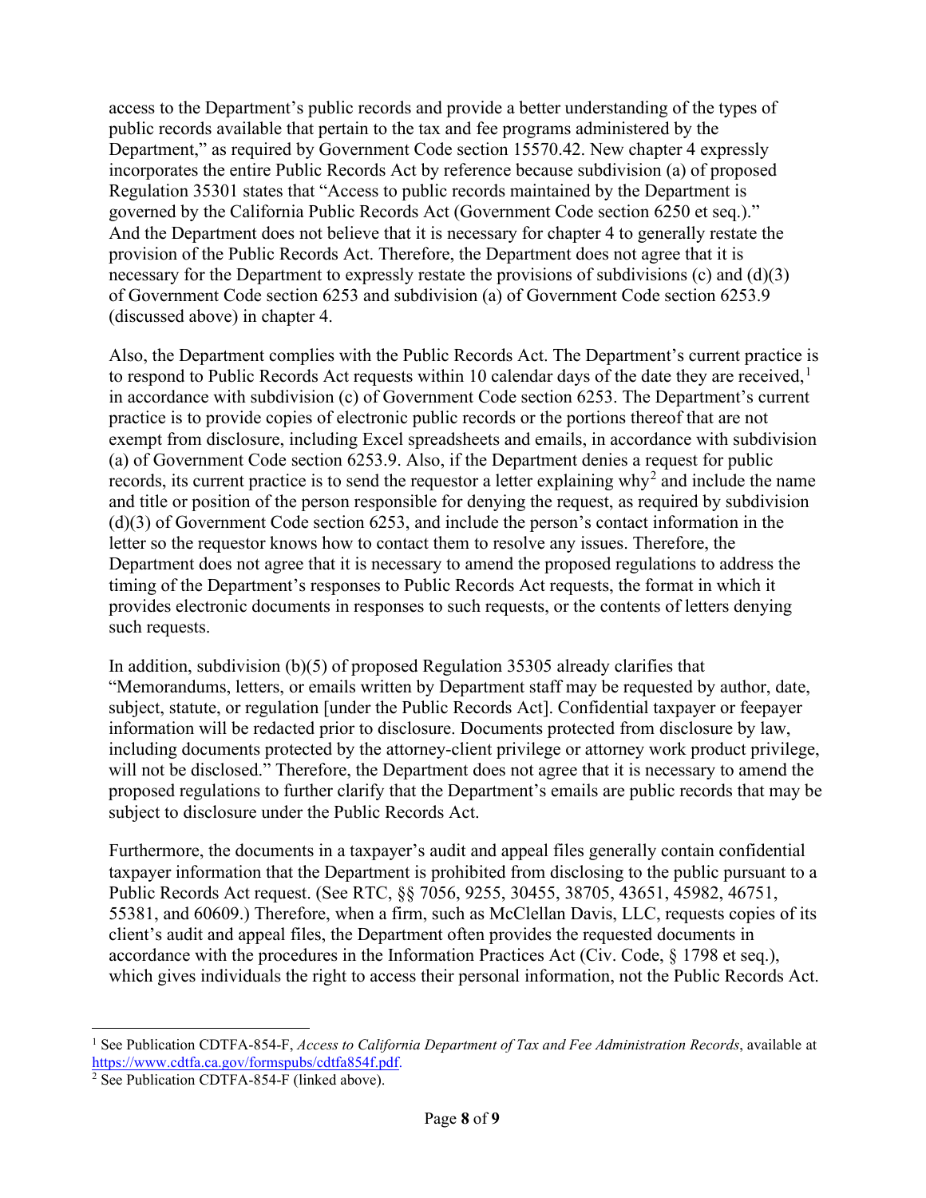access to the Department's public records and provide a better understanding of the types of public records available that pertain to the tax and fee programs administered by the Department," as required by Government Code section 15570.42. New chapter 4 expressly incorporates the entire Public Records Act by reference because subdivision (a) of proposed Regulation 35301 states that "Access to public records maintained by the Department is governed by the California Public Records Act (Government Code section 6250 et seq.)." And the Department does not believe that it is necessary for chapter 4 to generally restate the provision of the Public Records Act. Therefore, the Department does not agree that it is necessary for the Department to expressly restate the provisions of subdivisions (c) and (d)(3) of Government Code section 6253 and subdivision (a) of Government Code section 6253.9 (discussed above) in chapter 4.

Also, the Department complies with the Public Records Act. The Department's current practice is to respond to Public Records Act requests within 10 calendar days of the date they are received,[1] in accordance with subdivision (c) of Government Code section 6253. The Department's current practice is to provide copies of electronic public records or the portions thereof that are not exempt from disclosure, including Excel spreadsheets and emails, in accordance with subdivision (a) of Government Code section 6253.9. Also, if the Department denies a request for public records, its current practice is to send the requestor a letter explaining why[2] and include the name and title or position of the person responsible for denying the request, as required by subdivision (d)(3) of Government Code section 6253, and include the person's contact information in the letter so the requestor knows how to contact them to resolve any issues. Therefore, the Department does not agree that it is necessary to amend the proposed regulations to address the timing of the Department's responses to Public Records Act requests, the format in which it provides electronic documents in responses to such requests, or the contents of letters denying such requests.

In addition, subdivision (b)(5) of proposed Regulation 35305 already clarifies that "Memorandums, letters, or emails written by Department staff may be requested by author, date, subject, statute, or regulation [under the Public Records Act]. Confidential taxpayer or feepayer information will be redacted prior to disclosure. Documents protected from disclosure by law, including documents protected by the attorney-client privilege or attorney work product privilege, will not be disclosed." Therefore, the Department does not agree that it is necessary to amend the proposed regulations to further clarify that the Department's emails are public records that may be subject to disclosure under the Public Records Act.

Furthermore, the documents in a taxpayer's audit and appeal files generally contain confidential taxpayer information that the Department is prohibited from disclosing to the public pursuant to a Public Records Act request. (See RTC, §§ 7056, 9255, 30455, 38705, 43651, 45982, 46751, 55381, and 60609.) Therefore, when a firm, such as McClellan Davis, LLC, requests copies of its client's audit and appeal files, the Department often provides the requested documents in accordance with the procedures in the Information Practices Act (Civ. Code, § 1798 et seq.), which gives individuals the right to access their personal information, not the Public Records Act.

---

[1] See Publication CDTFA-854-F, *Access to California Department of Tax and Fee Administration Records*, available at https://www.cdtfa.ca.gov/formspubs/cdtfa854f.pdf.

[2] See Publication CDTFA-854-F (linked above).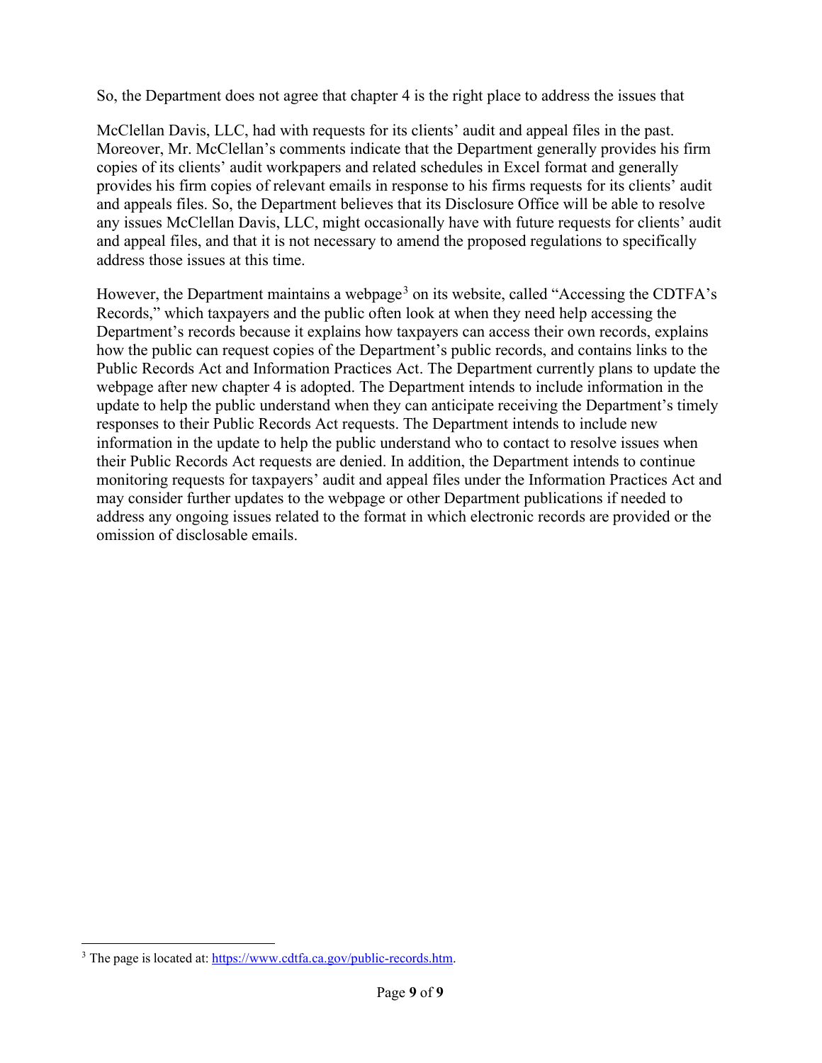So, the Department does not agree that chapter 4 is the right place to address the issues that

McClellan Davis, LLC, had with requests for its clients' audit and appeal files in the past. Moreover, Mr. McClellan's comments indicate that the Department generally provides his firm copies of its clients' audit workpapers and related schedules in Excel format and generally provides his firm copies of relevant emails in response to his firms requests for its clients' audit and appeals files. So, the Department believes that its Disclosure Office will be able to resolve any issues McClellan Davis, LLC, might occasionally have with future requests for clients' audit and appeal files, and that it is not necessary to amend the proposed regulations to specifically address those issues at this time.

However, the Department maintains a webpage[3] on its website, called "Accessing the CDTFA's Records," which taxpayers and the public often look at when they need help accessing the Department's records because it explains how taxpayers can access their own records, explains how the public can request copies of the Department's public records, and contains links to the Public Records Act and Information Practices Act. The Department currently plans to update the webpage after new chapter 4 is adopted. The Department intends to include information in the update to help the public understand when they can anticipate receiving the Department's timely responses to their Public Records Act requests. The Department intends to include new information in the update to help the public understand who to contact to resolve issues when their Public Records Act requests are denied. In addition, the Department intends to continue monitoring requests for taxpayers' audit and appeal files under the Information Practices Act and may consider further updates to the webpage or other Department publications if needed to address any ongoing issues related to the format in which electronic records are provided or the omission of disclosable emails.

---

[3] The page is located at: https://www.cdtfa.ca.gov/public-records.htm.